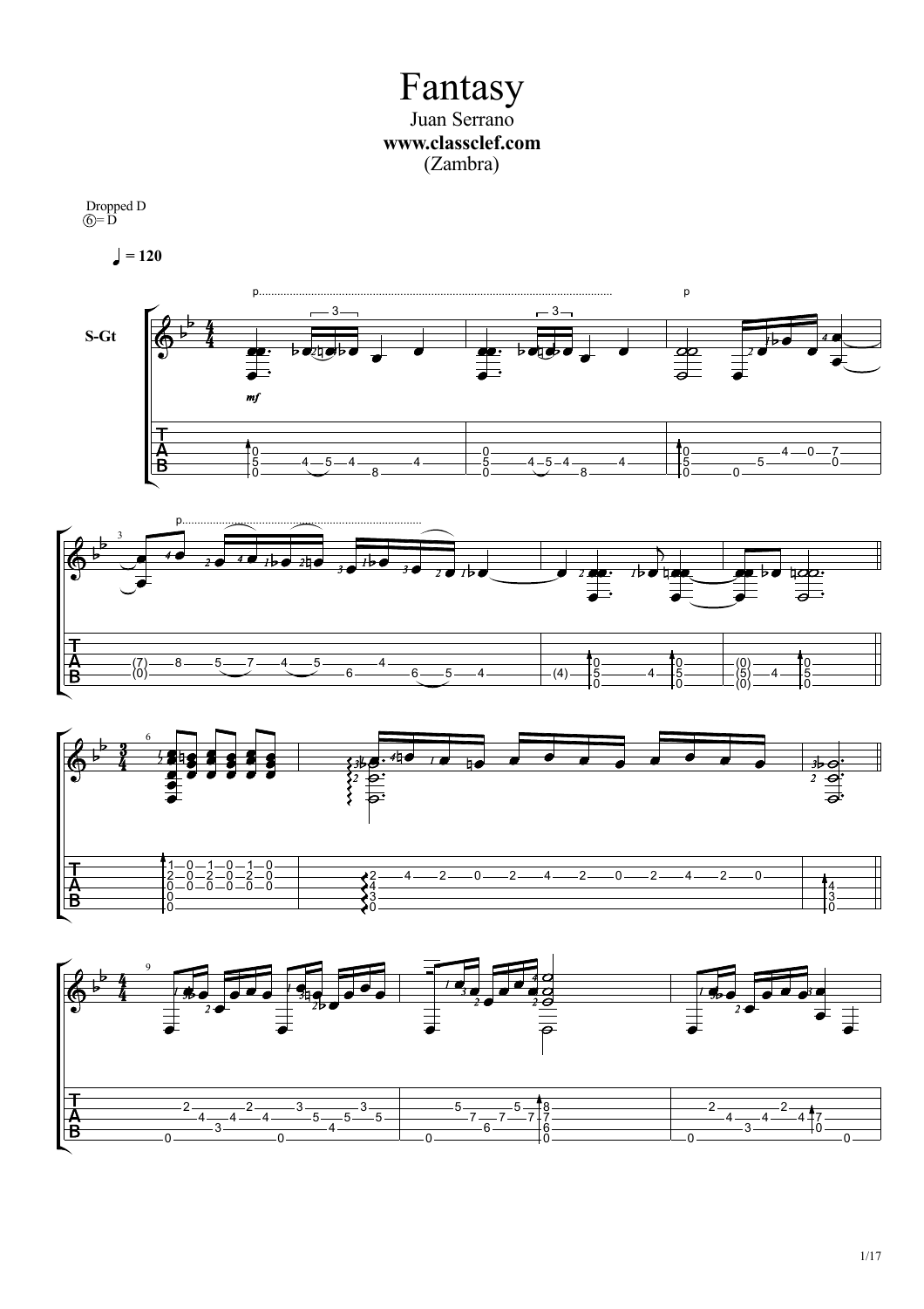# Fantasy

Juan Serrano

**www.classclef.com**

(Zambra)

Dropped D
⑥= D

♩ = 120

S-Gt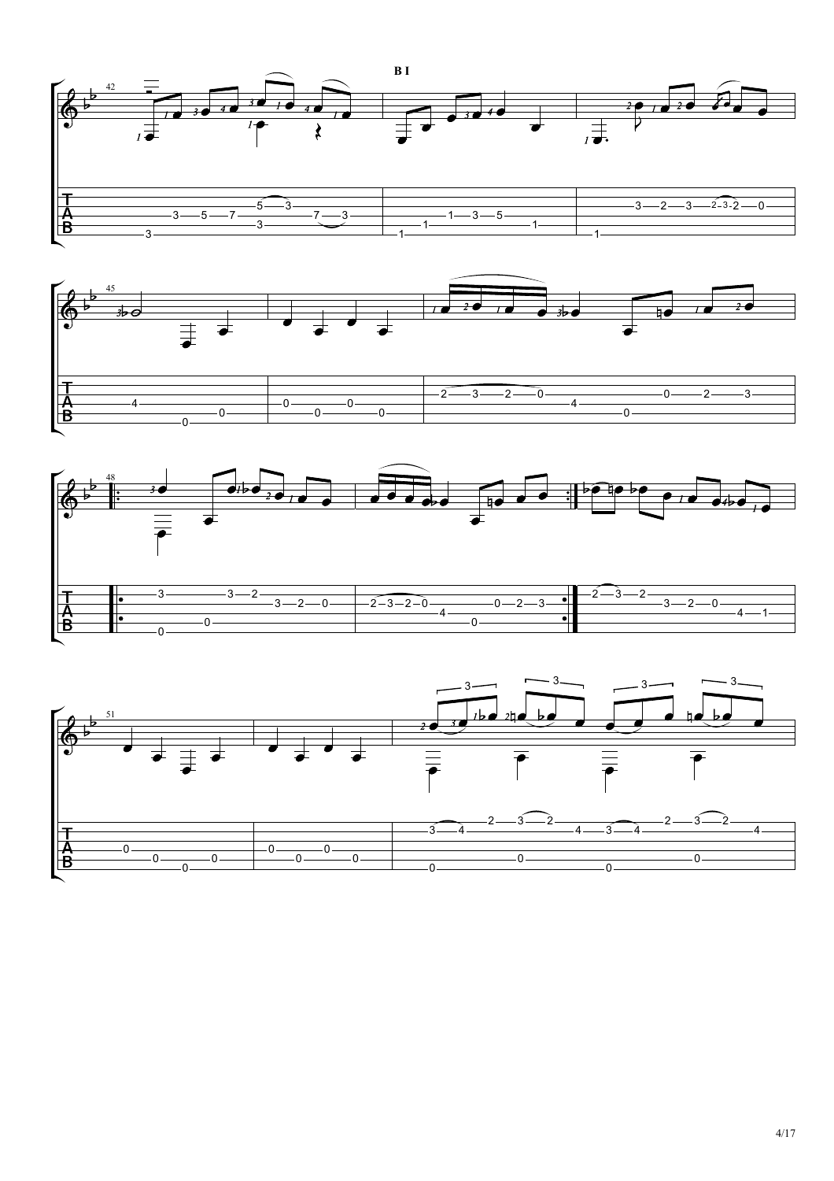**B I**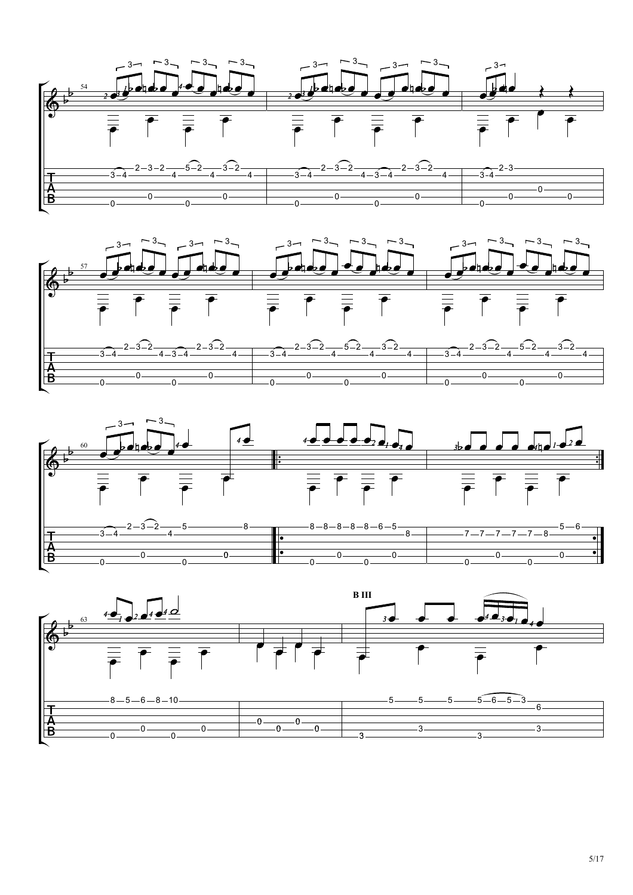B III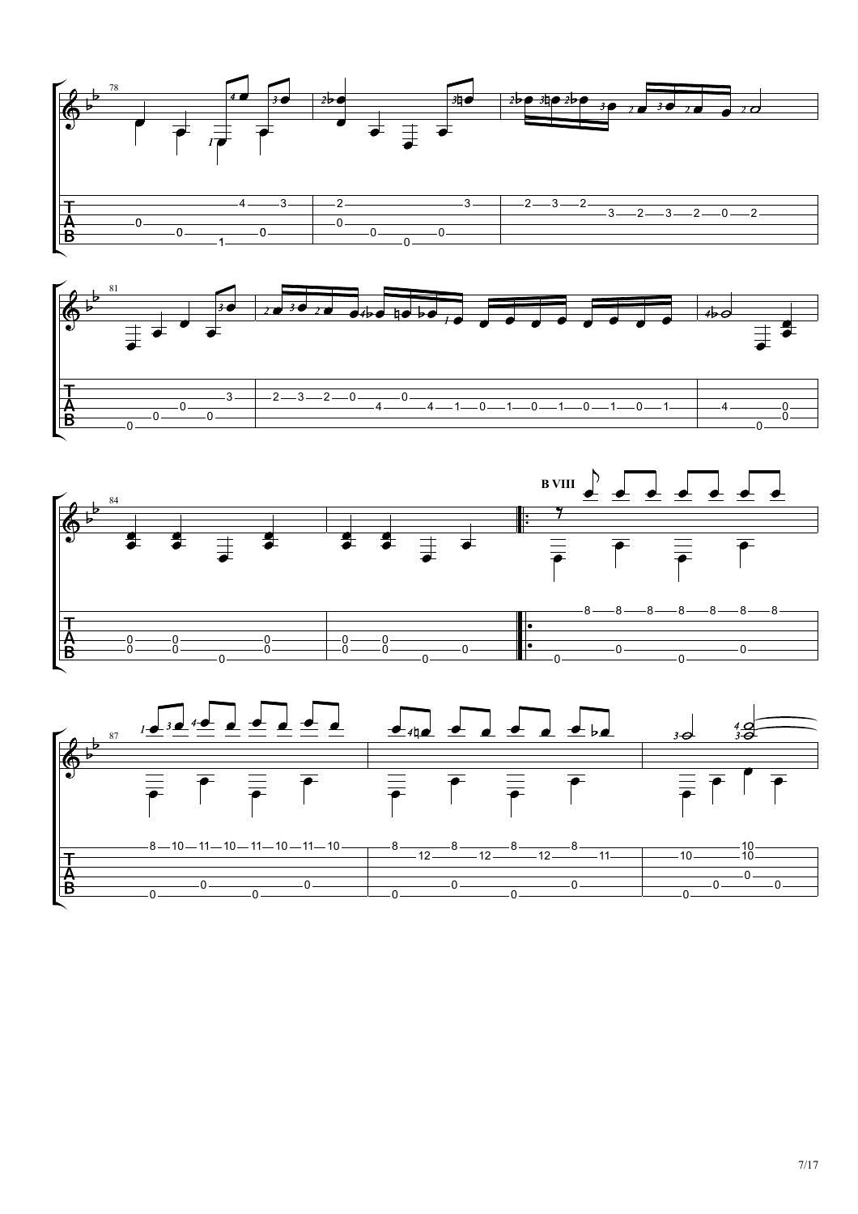B VIII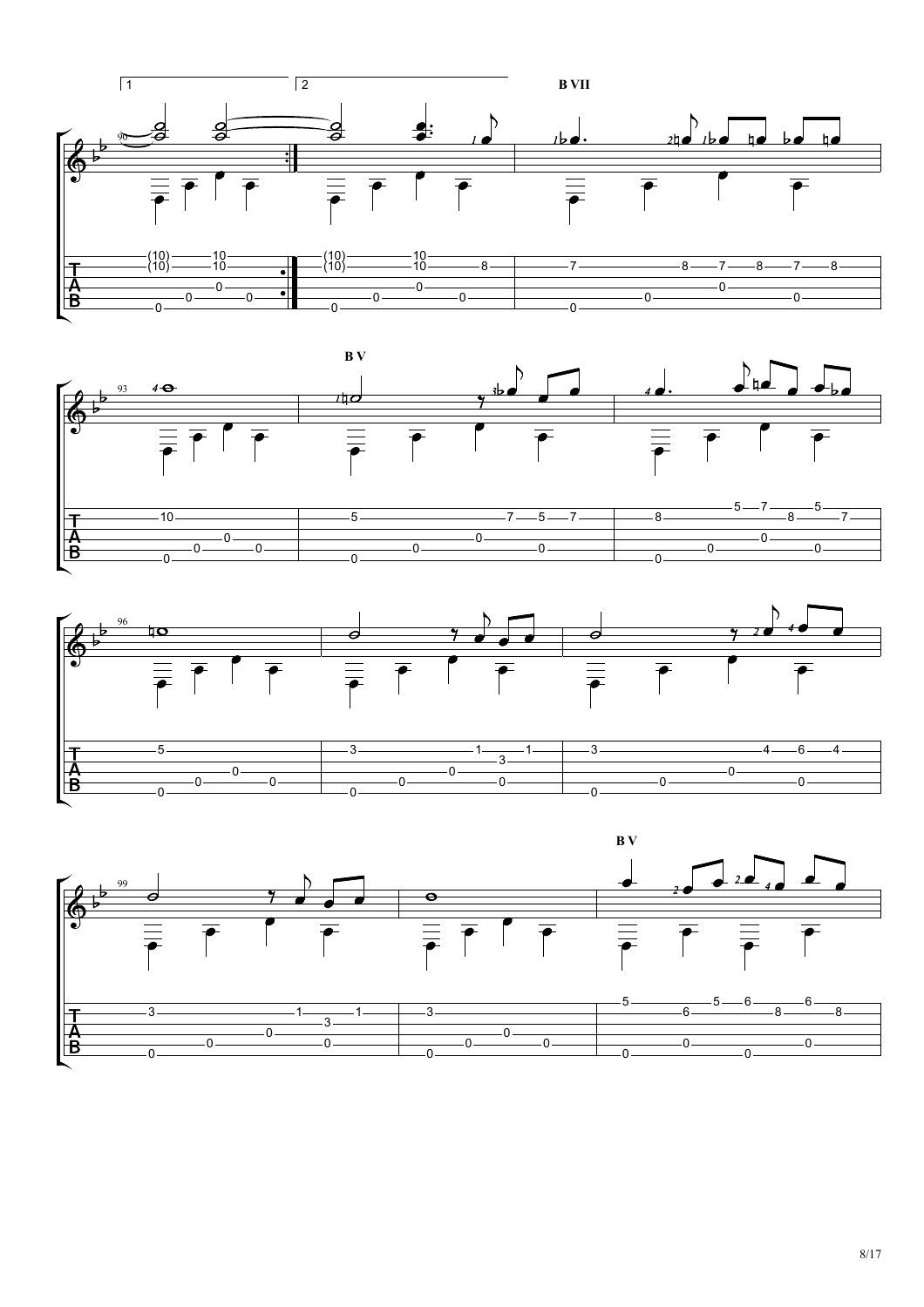B VII

B V

B V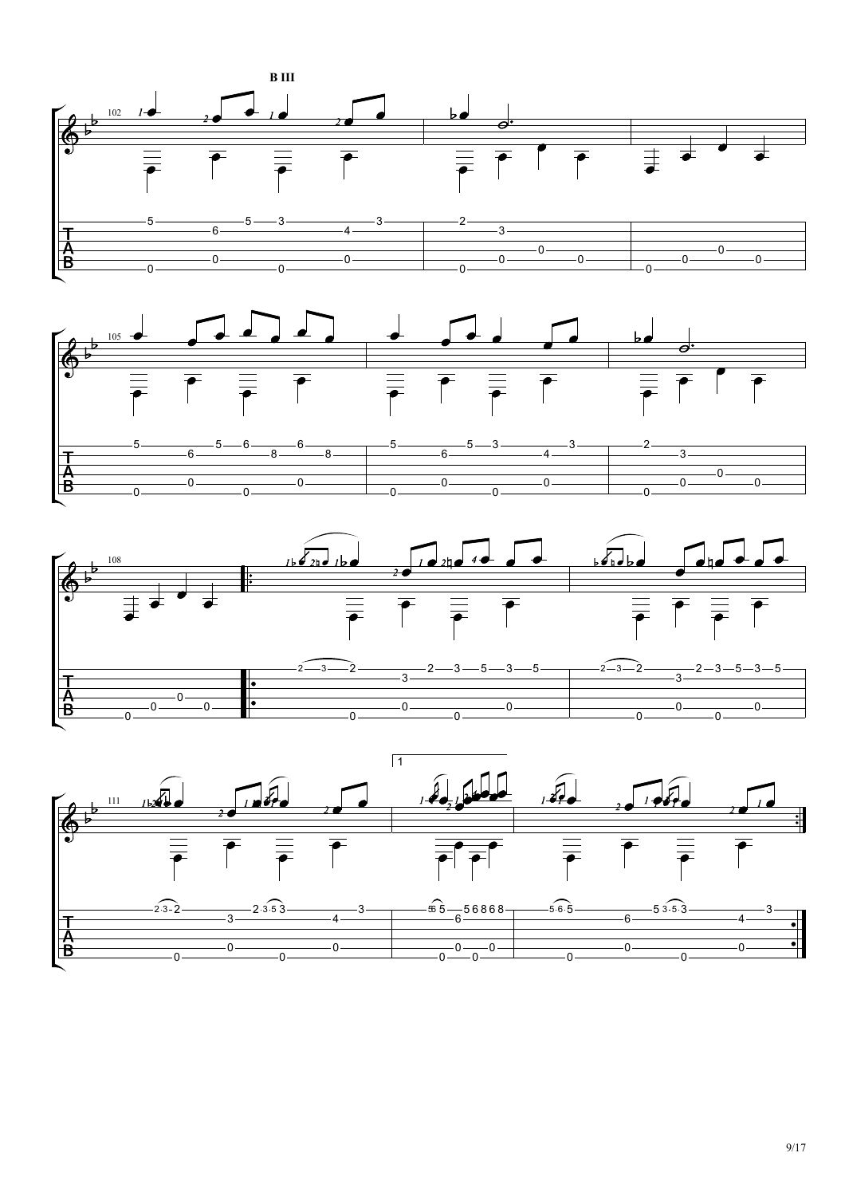**B III**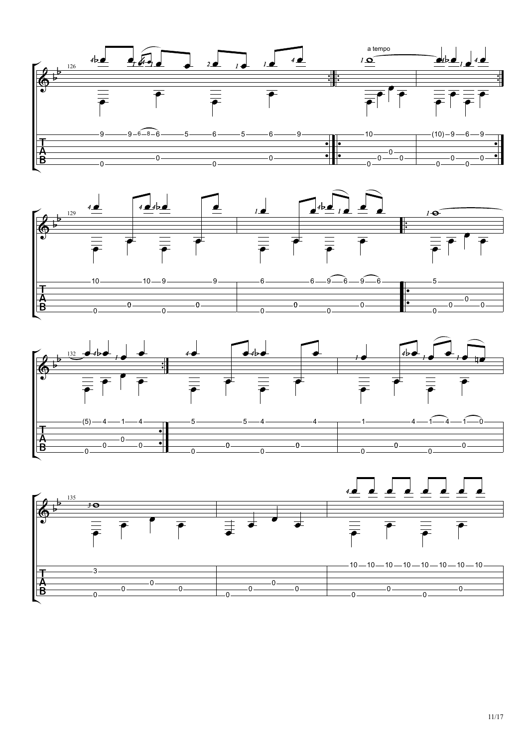a tempo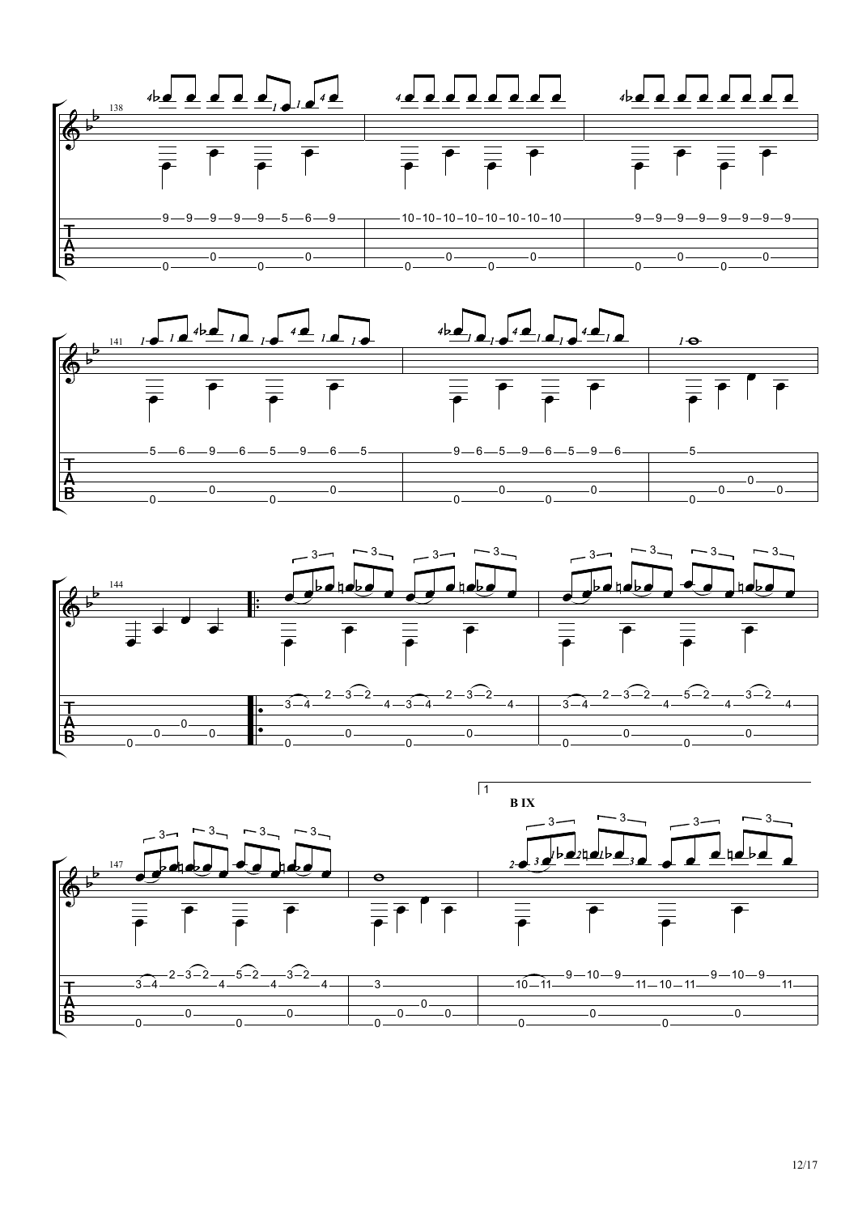138

141

144

147

1

B IX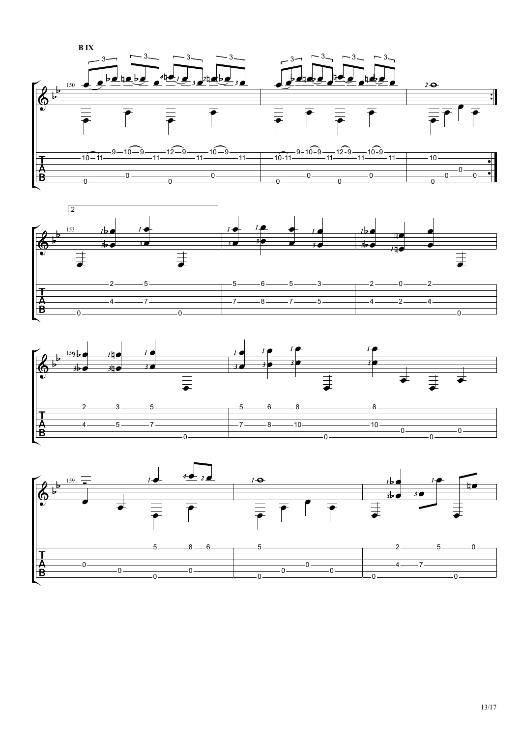**B IX**